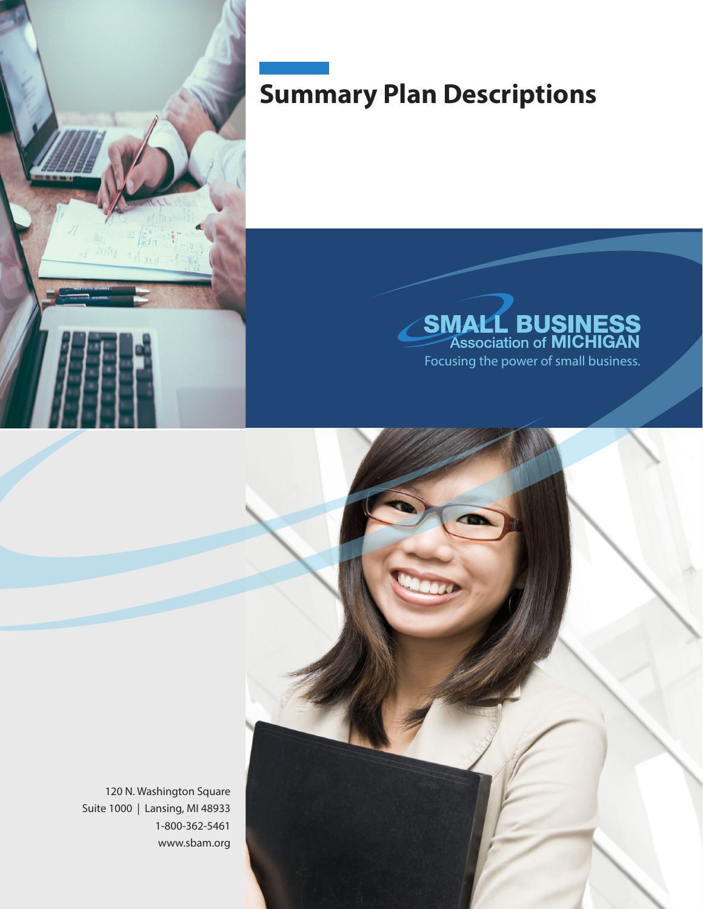# Summary Plan Descriptions

SMALL BUSINESS
Association of MICHIGAN
Focusing the power of small business.

120 N. Washington Square
Suite 1000 | Lansing, MI 48933
1-800-362-5461
www.sbam.org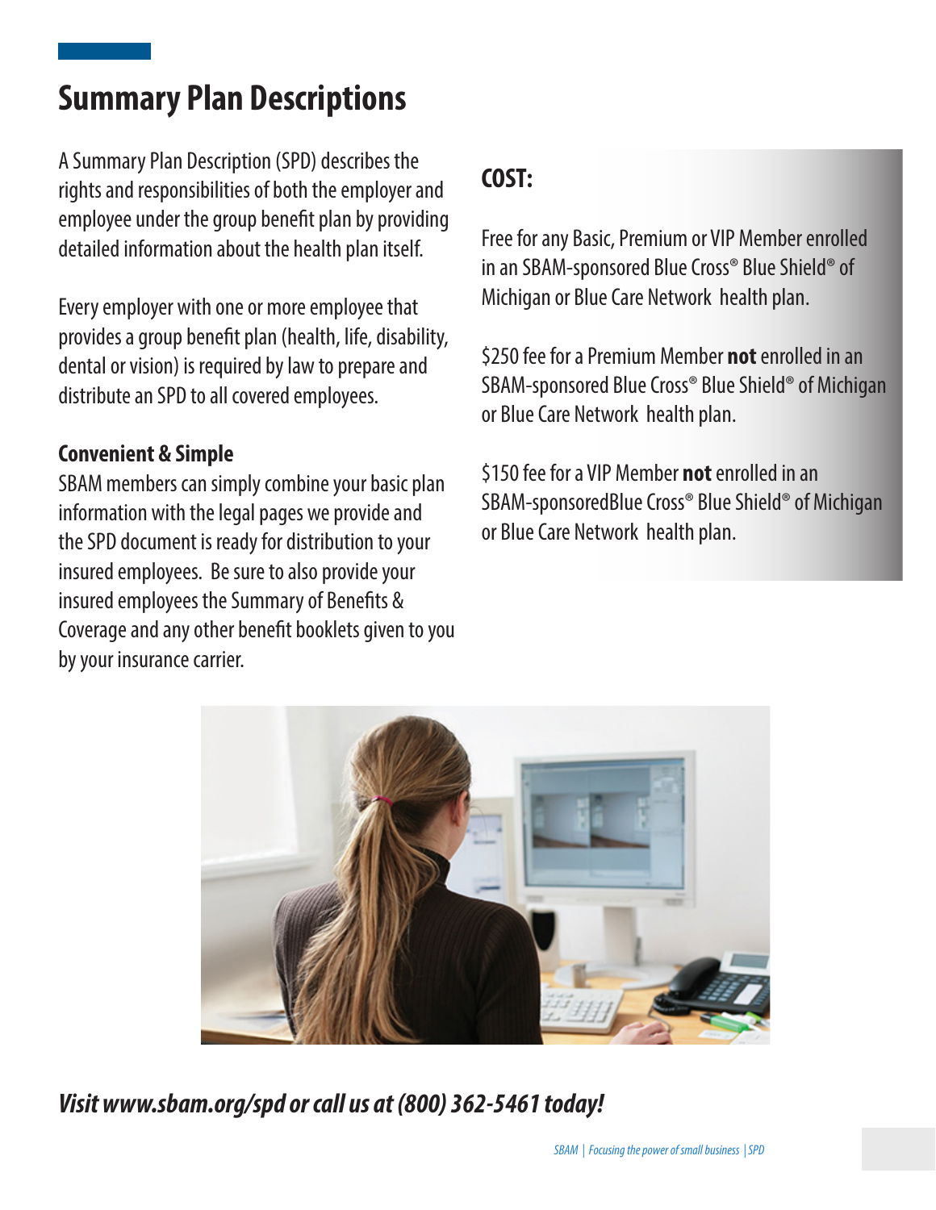# Summary Plan Descriptions

A Summary Plan Description (SPD) describes the rights and responsibilities of both the employer and employee under the group benefit plan by providing detailed information about the health plan itself.

Every employer with one or more employee that provides a group benefit plan (health, life, disability, dental or vision) is required by law to prepare and distribute an SPD to all covered employees.

**Convenient & Simple**

SBAM members can simply combine your basic plan information with the legal pages we provide and the SPD document is ready for distribution to your insured employees. Be sure to also provide your insured employees the Summary of Benefits & Coverage and any other benefit booklets given to you by your insurance carrier.

## COST:

Free for any Basic, Premium or VIP Member enrolled in an SBAM-sponsored Blue Cross® Blue Shield® of Michigan or Blue Care Network health plan.

$250 fee for a Premium Member **not** enrolled in an SBAM-sponsored Blue Cross® Blue Shield® of Michigan or Blue Care Network health plan.

$150 fee for a VIP Member **not** enrolled in an SBAM-sponsoredBlue Cross® Blue Shield® of Michigan or Blue Care Network health plan.

***Visit www.sbam.org/spd or call us at (800) 362-5461 today!***